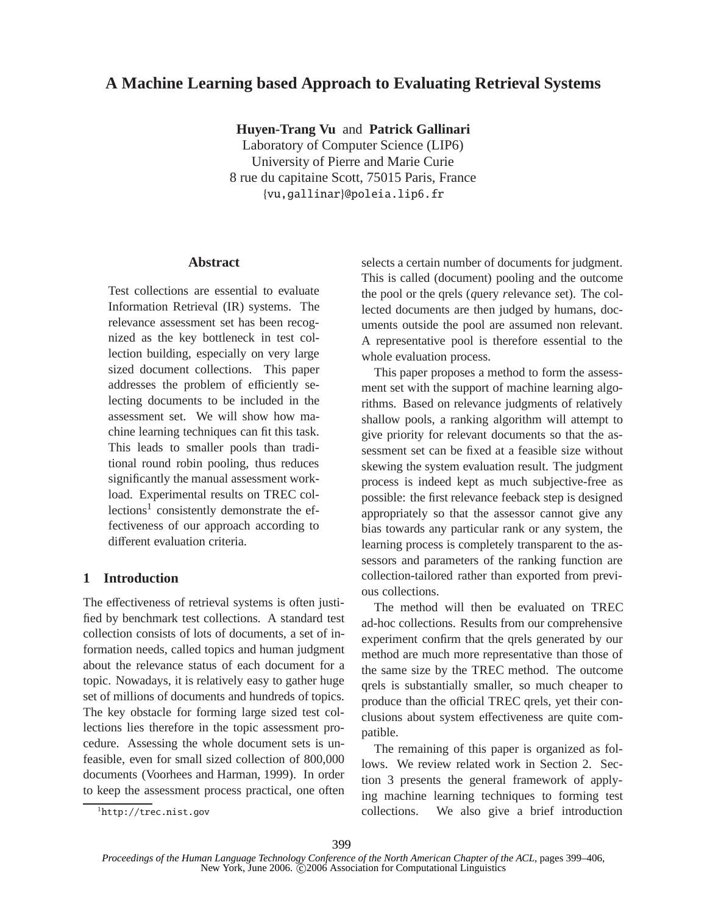# A Machine Learning based Approach to Evaluating Retrieval Systems

**Huyen-Trang Vu** and **Patrick Gallinari**
Laboratory of Computer Science (LIP6)
University of Pierre and Marie Curie
8 rue du capitaine Scott, 75015 Paris, France
{vu,gallinar}@poleia.lip6.fr

## Abstract

Test collections are essential to evaluate Information Retrieval (IR) systems. The relevance assessment set has been recognized as the key bottleneck in test collection building, especially on very large sized document collections. This paper addresses the problem of efficiently selecting documents to be included in the assessment set. We will show how machine learning techniques can fit this task. This leads to smaller pools than traditional round robin pooling, thus reduces significantly the manual assessment workload. Experimental results on TREC collections[1] consistently demonstrate the effectiveness of our approach according to different evaluation criteria.

## 1 Introduction

The effectiveness of retrieval systems is often justified by benchmark test collections. A standard test collection consists of lots of documents, a set of information needs, called topics and human judgment about the relevance status of each document for a topic. Nowadays, it is relatively easy to gather huge set of millions of documents and hundreds of topics. The key obstacle for forming large sized test collections lies therefore in the topic assessment procedure. Assessing the whole document sets is unfeasible, even for small sized collection of 800,000 documents (Voorhees and Harman, 1999). In order to keep the assessment process practical, one often selects a certain number of documents for judgment. This is called (document) pooling and the outcome the pool or the qrels (*q*uery *r*elevance *s*et). The collected documents are then judged by humans, documents outside the pool are assumed non relevant. A representative pool is therefore essential to the whole evaluation process.

This paper proposes a method to form the assessment set with the support of machine learning algorithms. Based on relevance judgments of relatively shallow pools, a ranking algorithm will attempt to give priority for relevant documents so that the assessment set can be fixed at a feasible size without skewing the system evaluation result. The judgment process is indeed kept as much subjective-free as possible: the first relevance feeback step is designed appropriately so that the assessor cannot give any bias towards any particular rank or any system, the learning process is completely transparent to the assessors and parameters of the ranking function are collection-tailored rather than exported from previous collections.

The method will then be evaluated on TREC ad-hoc collections. Results from our comprehensive experiment confirm that the qrels generated by our method are much more representative than those of the same size by the TREC method. The outcome qrels is substantially smaller, so much cheaper to produce than the official TREC qrels, yet their conclusions about system effectiveness are quite compatible.

The remaining of this paper is organized as follows. We review related work in Section 2. Section 3 presents the general framework of applying machine learning techniques to forming test collections. We also give a brief introduction

[1] http://trec.nist.gov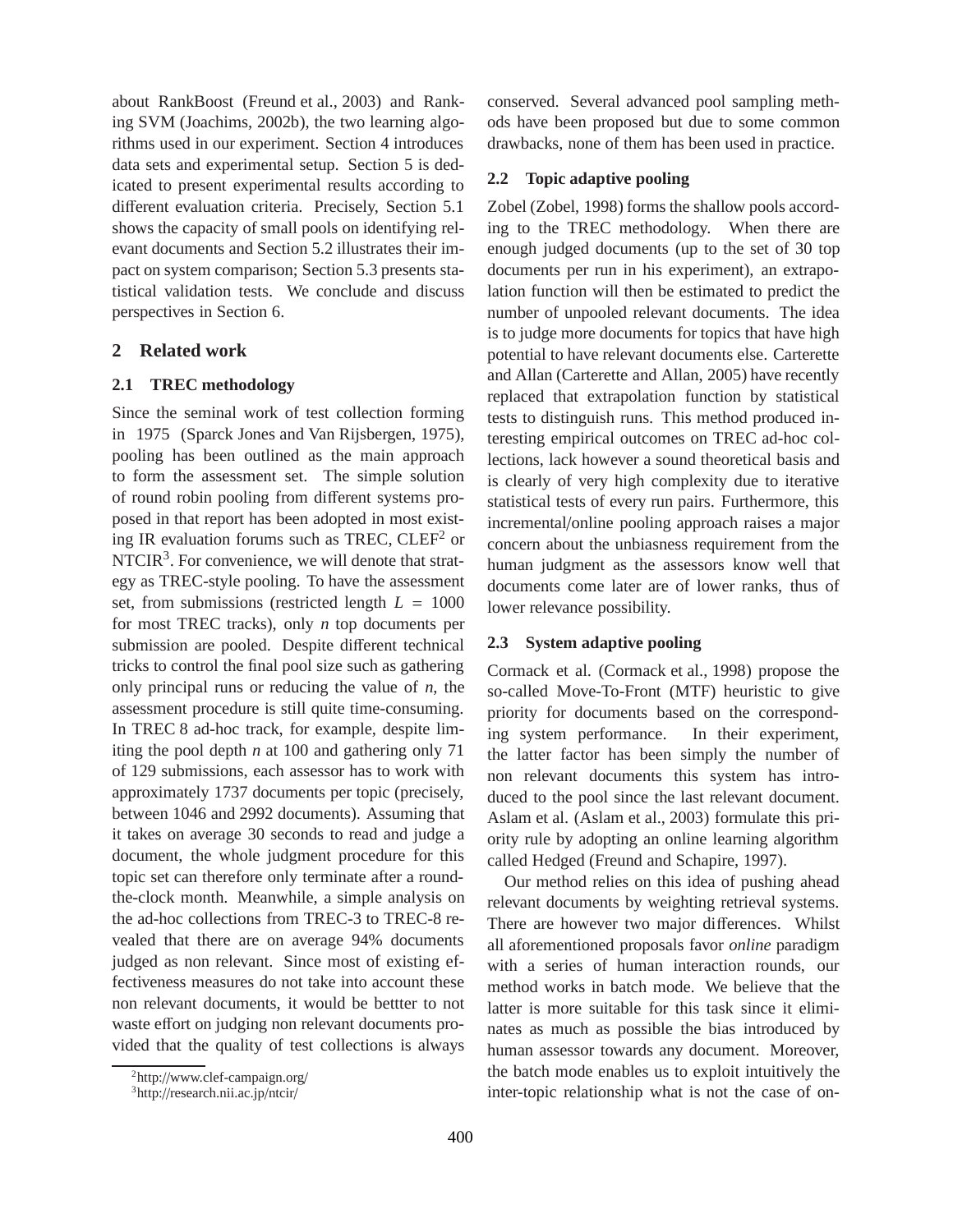about RankBoost (Freund et al., 2003) and Ranking SVM (Joachims, 2002b), the two learning algorithms used in our experiment. Section 4 introduces data sets and experimental setup. Section 5 is dedicated to present experimental results according to different evaluation criteria. Precisely, Section 5.1 shows the capacity of small pools on identifying relevant documents and Section 5.2 illustrates their impact on system comparison; Section 5.3 presents statistical validation tests. We conclude and discuss perspectives in Section 6.

## 2 Related work

### 2.1 TREC methodology

Since the seminal work of test collection forming in 1975 (Sparck Jones and Van Rijsbergen, 1975), pooling has been outlined as the main approach to form the assessment set. The simple solution of round robin pooling from different systems proposed in that report has been adopted in most existing IR evaluation forums such as TREC, CLEF[2] or NTCIR[3]. For convenience, we will denote that strategy as TREC-style pooling. To have the assessment set, from submissions (restricted length $L = 1000$ for most TREC tracks), only $n$ top documents per submission are pooled. Despite different technical tricks to control the final pool size such as gathering only principal runs or reducing the value of $n$, the assessment procedure is still quite time-consuming. In TREC 8 ad-hoc track, for example, despite limiting the pool depth $n$ at 100 and gathering only 71 of 129 submissions, each assessor has to work with approximately 1737 documents per topic (precisely, between 1046 and 2992 documents). Assuming that it takes on average 30 seconds to read and judge a document, the whole judgment procedure for this topic set can therefore only terminate after a round-the-clock month. Meanwhile, a simple analysis on the ad-hoc collections from TREC-3 to TREC-8 revealed that there are on average 94% documents judged as non relevant. Since most of existing effectiveness measures do not take into account these non relevant documents, it would be bettter to not waste effort on judging non relevant documents provided that the quality of test collections is always conserved. Several advanced pool sampling methods have been proposed but due to some common drawbacks, none of them has been used in practice.

[2] http://www.clef-campaign.org/

[3] http://research.nii.ac.jp/ntcir/

### 2.2 Topic adaptive pooling

Zobel (Zobel, 1998) forms the shallow pools according to the TREC methodology. When there are enough judged documents (up to the set of 30 top documents per run in his experiment), an extrapolation function will then be estimated to predict the number of unpooled relevant documents. The idea is to judge more documents for topics that have high potential to have relevant documents else. Carterette and Allan (Carterette and Allan, 2005) have recently replaced that extrapolation function by statistical tests to distinguish runs. This method produced interesting empirical outcomes on TREC ad-hoc collections, lack however a sound theoretical basis and is clearly of very high complexity due to iterative statistical tests of every run pairs. Furthermore, this incremental/online pooling approach raises a major concern about the unbiasness requirement from the human judgment as the assessors know well that documents come later are of lower ranks, thus of lower relevance possibility.

### 2.3 System adaptive pooling

Cormack et al. (Cormack et al., 1998) propose the so-called Move-To-Front (MTF) heuristic to give priority for documents based on the corresponding system performance. In their experiment, the latter factor has been simply the number of non relevant documents this system has introduced to the pool since the last relevant document. Aslam et al. (Aslam et al., 2003) formulate this priority rule by adopting an online learning algorithm called Hedged (Freund and Schapire, 1997).

Our method relies on this idea of pushing ahead relevant documents by weighting retrieval systems. There are however two major differences. Whilst all aforementioned proposals favor *online* paradigm with a series of human interaction rounds, our method works in batch mode. We believe that the latter is more suitable for this task since it eliminates as much as possible the bias introduced by human assessor towards any document. Moreover, the batch mode enables us to exploit intuitively the inter-topic relationship what is not the case of on-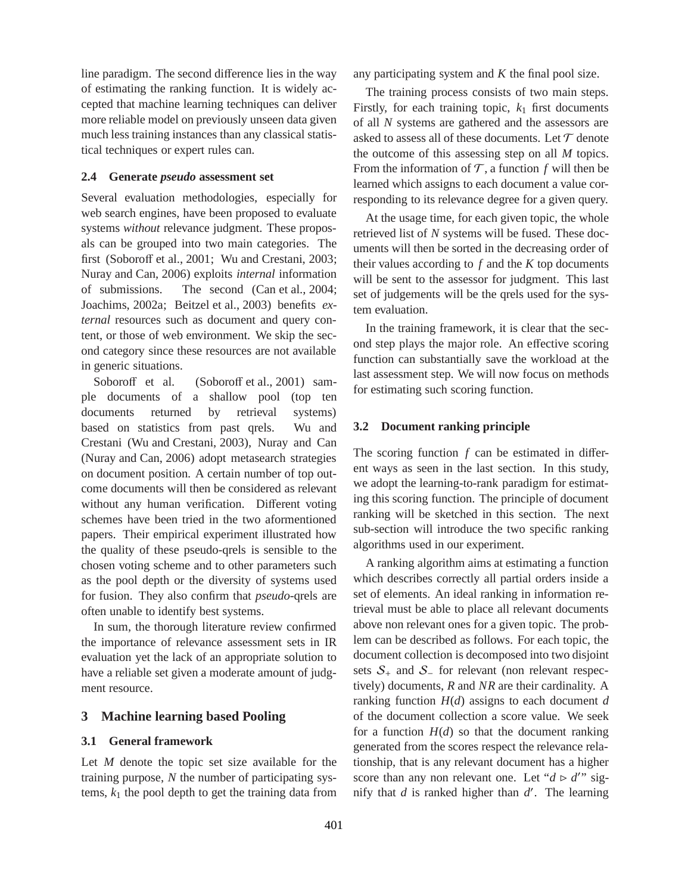line paradigm. The second difference lies in the way of estimating the ranking function. It is widely accepted that machine learning techniques can deliver more reliable model on previously unseen data given much less training instances than any classical statistical techniques or expert rules can.

### 2.4 Generate *pseudo* assessment set

Several evaluation methodologies, especially for web search engines, have been proposed to evaluate systems *without* relevance judgment. These proposals can be grouped into two main categories. The first (Soboroff et al., 2001; Wu and Crestani, 2003; Nuray and Can, 2006) exploits *internal* information of submissions. The second (Can et al., 2004; Joachims, 2002a; Beitzel et al., 2003) benefits *external* resources such as document and query content, or those of web environment. We skip the second category since these resources are not available in generic situations.

Soboroff et al. (Soboroff et al., 2001) sample documents of a shallow pool (top ten documents returned by retrieval systems) based on statistics from past qrels. Wu and Crestani (Wu and Crestani, 2003), Nuray and Can (Nuray and Can, 2006) adopt metasearch strategies on document position. A certain number of top outcome documents will then be considered as relevant without any human verification. Different voting schemes have been tried in the two aformentioned papers. Their empirical experiment illustrated how the quality of these pseudo-qrels is sensible to the chosen voting scheme and to other parameters such as the pool depth or the diversity of systems used for fusion. They also confirm that *pseudo*-qrels are often unable to identify best systems.

In sum, the thorough literature review confirmed the importance of relevance assessment sets in IR evaluation yet the lack of an appropriate solution to have a reliable set given a moderate amount of judgment resource.

## 3 Machine learning based Pooling

### 3.1 General framework

Let $M$ denote the topic set size available for the training purpose, $N$ the number of participating systems, $k_1$ the pool depth to get the training data from any participating system and $K$ the final pool size.

The training process consists of two main steps. Firstly, for each training topic, $k_1$ first documents of all $N$ systems are gathered and the assessors are asked to assess all of these documents. Let $\mathcal{T}$ denote the outcome of this assessing step on all $M$ topics. From the information of $\mathcal{T}$, a function $f$ will then be learned which assigns to each document a value corresponding to its relevance degree for a given query.

At the usage time, for each given topic, the whole retrieved list of $N$ systems will be fused. These documents will then be sorted in the decreasing order of their values according to $f$ and the $K$ top documents will be sent to the assessor for judgment. This last set of judgements will be the qrels used for the system evaluation.

In the training framework, it is clear that the second step plays the major role. An effective scoring function can substantially save the workload at the last assessment step. We will now focus on methods for estimating such scoring function.

### 3.2 Document ranking principle

The scoring function $f$ can be estimated in different ways as seen in the last section. In this study, we adopt the learning-to-rank paradigm for estimating this scoring function. The principle of document ranking will be sketched in this section. The next sub-section will introduce the two specific ranking algorithms used in our experiment.

A ranking algorithm aims at estimating a function which describes correctly all partial orders inside a set of elements. An ideal ranking in information retrieval must be able to place all relevant documents above non relevant ones for a given topic. The problem can be described as follows. For each topic, the document collection is decomposed into two disjoint sets $\mathcal{S}_+$ and $\mathcal{S}_-$ for relevant (non relevant respectively) documents, $R$ and $NR$ are their cardinality. A ranking function $H(d)$ assigns to each document $d$ of the document collection a score value. We seek for a function $H(d)$ so that the document ranking generated from the scores respect the relevance relationship, that is any relevant document has a higher score than any non relevant one. Let "$d \rhd d'$" signify that $d$ is ranked higher than $d'$. The learning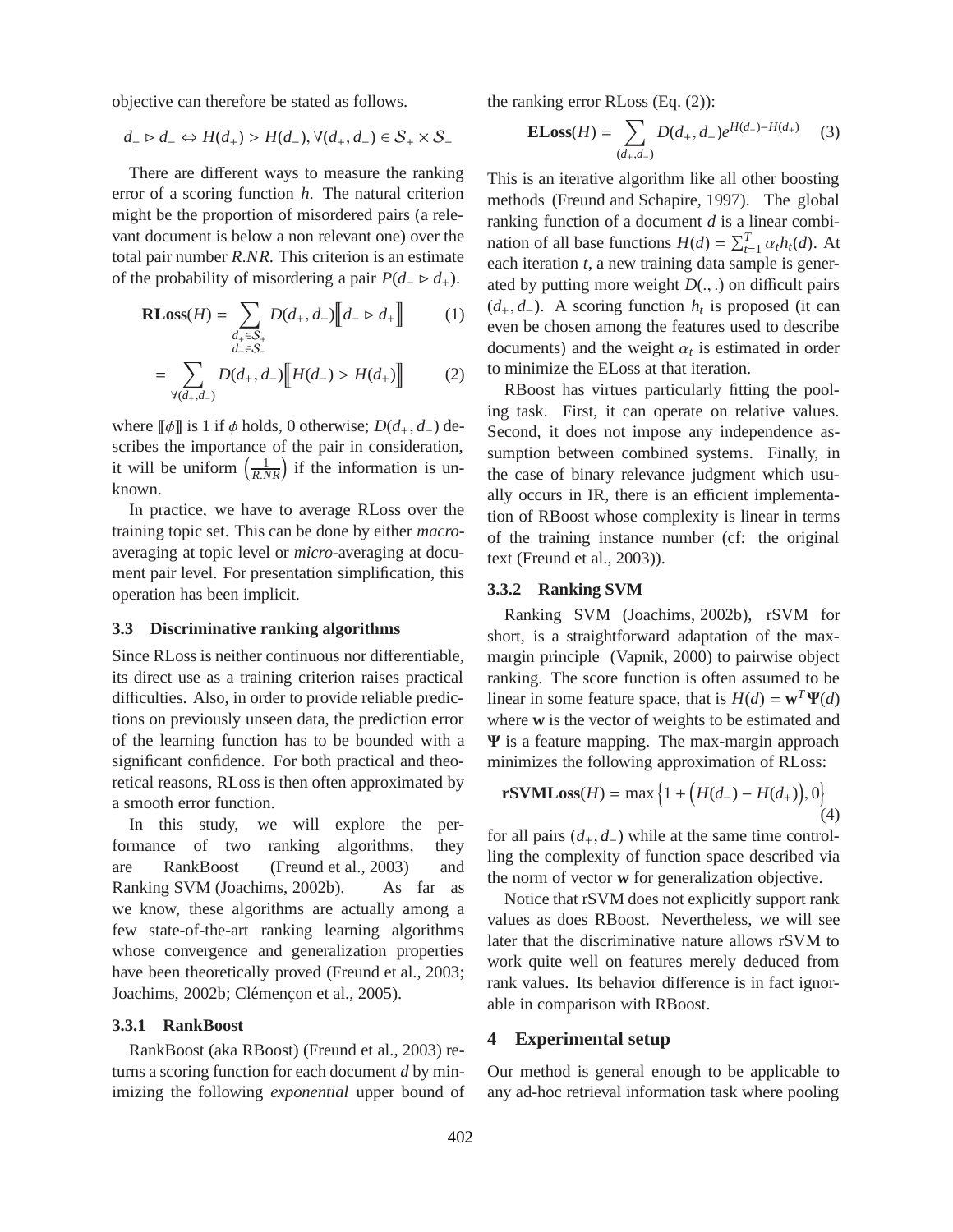objective can therefore be stated as follows.

$$d_+ \rhd d_- \Leftrightarrow H(d_+) > H(d_-), \forall (d_+, d_-) \in \mathcal{S}_+ \times \mathcal{S}_-$$

There are different ways to measure the ranking error of a scoring function $h$. The natural criterion might be the proportion of misordered pairs (a relevant document is below a non relevant one) over the total pair number $R.NR$. This criterion is an estimate of the probability of misordering a pair $P(d_- \rhd d_+)$.

$$\mathbf{RLoss}(H) = \sum_{\substack{d_+ \in \mathcal{S}_+ \\ d_- \in \mathcal{S}_-}} D(d_+, d_-) [\![ d_- \rhd d_+ ]\!] \quad (1)$$

$$= \sum_{\forall (d_+, d_-)} D(d_+, d_-) [\![ H(d_-) > H(d_+) ]\!] \quad (2)$$

where $[\![\phi]\!]$ is 1 if $\phi$ holds, 0 otherwise; $D(d_+, d_-)$ describes the importance of the pair in consideration, it will be uniform $\left(\frac{1}{R.NR}\right)$ if the information is unknown.

In practice, we have to average RLoss over the training topic set. This can be done by either *macro*-averaging at topic level or *micro*-averaging at document pair level. For presentation simplification, this operation has been implicit.

### 3.3 Discriminative ranking algorithms

Since RLoss is neither continuous nor differentiable, its direct use as a training criterion raises practical difficulties. Also, in order to provide reliable predictions on previously unseen data, the prediction error of the learning function has to be bounded with a significant confidence. For both practical and theoretical reasons, RLoss is then often approximated by a smooth error function.

In this study, we will explore the performance of two ranking algorithms, they are RankBoost (Freund et al., 2003) and Ranking SVM (Joachims, 2002b). As far as we know, these algorithms are actually among a few state-of-the-art ranking learning algorithms whose convergence and generalization properties have been theoretically proved (Freund et al., 2003; Joachims, 2002b; Clémençon et al., 2005).

#### 3.3.1 RankBoost

RankBoost (aka RBoost) (Freund et al., 2003) returns a scoring function for each document $d$ by minimizing the following *exponential* upper bound of the ranking error RLoss (Eq. (2)):

$$\mathbf{ELoss}(H) = \sum_{(d_+, d_-)} D(d_+, d_-) e^{H(d_-) - H(d_+)} \quad (3)$$

This is an iterative algorithm like all other boosting methods (Freund and Schapire, 1997). The global ranking function of a document $d$ is a linear combination of all base functions $H(d) = \sum_{t=1}^{T} \alpha_t h_t(d)$. At each iteration $t$, a new training data sample is generated by putting more weight $D(.,.)$ on difficult pairs $(d_+, d_-)$. A scoring function $h_t$ is proposed (it can even be chosen among the features used to describe documents) and the weight $\alpha_t$ is estimated in order to minimize the ELoss at that iteration.

RBoost has virtues particularly fitting the pooling task. First, it can operate on relative values. Second, it does not impose any independence assumption between combined systems. Finally, in the case of binary relevance judgment which usually occurs in IR, there is an efficient implementation of RBoost whose complexity is linear in terms of the training instance number (cf: the original text (Freund et al., 2003)).

#### 3.3.2 Ranking SVM

Ranking SVM (Joachims, 2002b), rSVM for short, is a straightforward adaptation of the max-margin principle (Vapnik, 2000) to pairwise object ranking. The score function is often assumed to be linear in some feature space, that is $H(d) = \mathbf{w}^T \mathbf{\Psi}(d)$ where $\mathbf{w}$ is the vector of weights to be estimated and $\mathbf{\Psi}$ is a feature mapping. The max-margin approach minimizes the following approximation of RLoss:

$$\mathbf{rSVMLoss}(H) = \max\left\{1 + \left(H(d_-) - H(d_+)\right), 0\right\} \quad (4)$$

for all pairs $(d_+, d_-)$ while at the same time controlling the complexity of function space described via the norm of vector $\mathbf{w}$ for generalization objective.

Notice that rSVM does not explicitly support rank values as does RBoost. Nevertheless, we will see later that the discriminative nature allows rSVM to work quite well on features merely deduced from rank values. Its behavior difference is in fact ignorable in comparison with RBoost.

## 4 Experimental setup

Our method is general enough to be applicable to any ad-hoc retrieval information task where pooling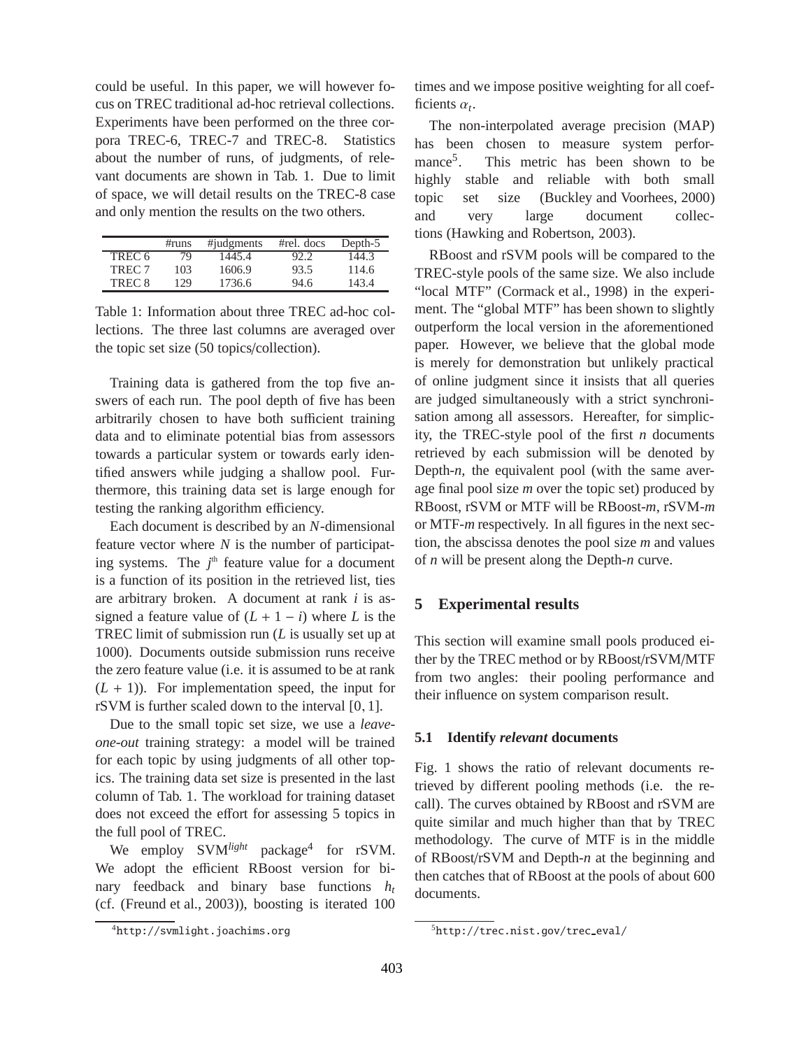could be useful. In this paper, we will however focus on TREC traditional ad-hoc retrieval collections. Experiments have been performed on the three corpora TREC-6, TREC-7 and TREC-8. Statistics about the number of runs, of judgments, of relevant documents are shown in Tab. 1. Due to limit of space, we will detail results on the TREC-8 case and only mention the results on the two others.

| | #runs | #judgments | #rel. docs | Depth-5 |
|---|---|---|---|---|
| TREC 6 | 79 | 1445.4 | 92.2 | 144.3 |
| TREC 7 | 103 | 1606.9 | 93.5 | 114.6 |
| TREC 8 | 129 | 1736.6 | 94.6 | 143.4 |

Table 1: Information about three TREC ad-hoc collections. The three last columns are averaged over the topic set size (50 topics/collection).

Training data is gathered from the top five answers of each run. The pool depth of five has been arbitrarily chosen to have both sufficient training data and to eliminate potential bias from assessors towards a particular system or towards early identified answers while judging a shallow pool. Furthermore, this training data set is large enough for testing the ranking algorithm efficiency.

Each document is described by an $N$-dimensional feature vector where $N$ is the number of participating systems. The $j^{\text{th}}$ feature value for a document is a function of its position in the retrieved list, ties are arbitrary broken. A document at rank $i$ is assigned a feature value of $(L + 1 - i)$ where $L$ is the TREC limit of submission run ($L$ is usually set up at 1000). Documents outside submission runs receive the zero feature value (i.e. it is assumed to be at rank $(L + 1)$). For implementation speed, the input for rSVM is further scaled down to the interval $[0, 1]$.

Due to the small topic set size, we use a *leave-one-out* training strategy: a model will be trained for each topic by using judgments of all other topics. The training data set size is presented in the last column of Tab. 1. The workload for training dataset does not exceed the effort for assessing 5 topics in the full pool of TREC.

We employ SVM$^{light}$ package[4] for rSVM. We adopt the efficient RBoost version for binary feedback and binary base functions $h_t$ (cf. (Freund et al., 2003)), boosting is iterated 100 times and we impose positive weighting for all coefficients $\alpha_t$.

The non-interpolated average precision (MAP) has been chosen to measure system performance[5]. This metric has been shown to be highly stable and reliable with both small topic set size (Buckley and Voorhees, 2000) and very large document collections (Hawking and Robertson, 2003).

RBoost and rSVM pools will be compared to the TREC-style pools of the same size. We also include "local MTF" (Cormack et al., 1998) in the experiment. The "global MTF" has been shown to slightly outperform the local version in the aforementioned paper. However, we believe that the global mode is merely for demonstration but unlikely practical of online judgment since it insists that all queries are judged simultaneously with a strict synchronisation among all assessors. Hereafter, for simplicity, the TREC-style pool of the first $n$ documents retrieved by each submission will be denoted by Depth-$n$, the equivalent pool (with the same average final pool size $m$ over the topic set) produced by RBoost, rSVM or MTF will be RBoost-$m$, rSVM-$m$ or MTF-$m$ respectively. In all figures in the next section, the abscissa denotes the pool size $m$ and values of $n$ will be present along the Depth-$n$ curve.

## 5 Experimental results

This section will examine small pools produced either by the TREC method or by RBoost/rSVM/MTF from two angles: their pooling performance and their influence on system comparison result.

### 5.1 Identify *relevant* documents

Fig. 1 shows the ratio of relevant documents retrieved by different pooling methods (i.e. the recall). The curves obtained by RBoost and rSVM are quite similar and much higher than that by TREC methodology. The curve of MTF is in the middle of RBoost/rSVM and Depth-$n$ at the beginning and then catches that of RBoost at the pools of about 600 documents.

[4] http://svmlight.joachims.org

[5] http://trec.nist.gov/trec_eval/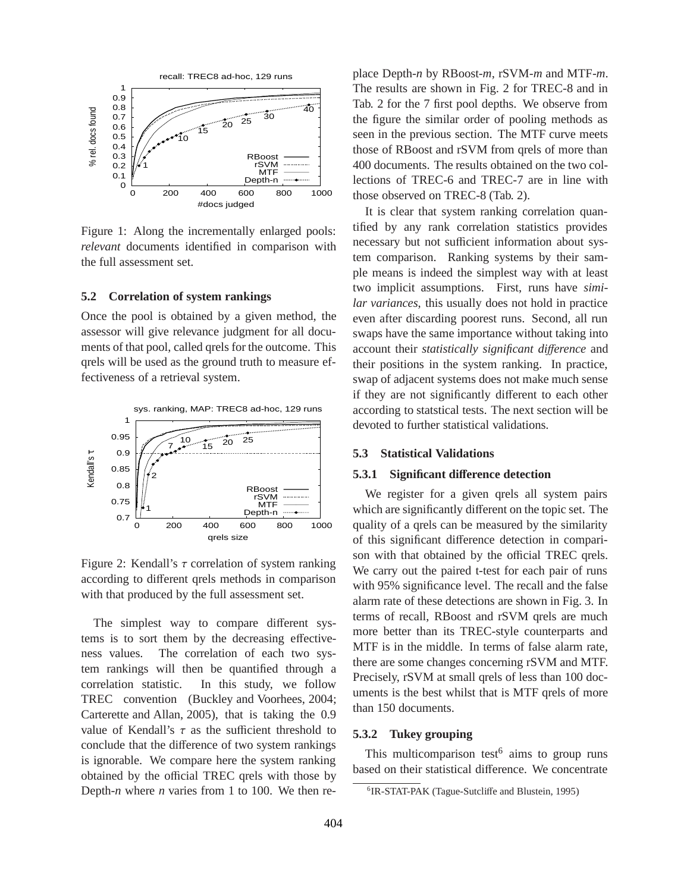Figure 1: Along the incrementally enlarged pools: *relevant* documents identified in comparison with the full assessment set.

### 5.2 Correlation of system rankings

Once the pool is obtained by a given method, the assessor will give relevance judgment for all documents of that pool, called qrels for the outcome. This qrels will be used as the ground truth to measure effectiveness of a retrieval system.

Figure 2: Kendall's $\tau$ correlation of system ranking according to different qrels methods in comparison with that produced by the full assessment set.

The simplest way to compare different systems is to sort them by the decreasing effectiveness values. The correlation of each two system rankings will then be quantified through a correlation statistic. In this study, we follow TREC convention (Buckley and Voorhees, 2004; Carterette and Allan, 2005), that is taking the 0.9 value of Kendall's $\tau$ as the sufficient threshold to conclude that the difference of two system rankings is ignorable. We compare here the system ranking obtained by the official TREC qrels with those by Depth-$n$ where $n$ varies from 1 to 100. We then replace Depth-$n$ by RBoost-$m$, rSVM-$m$ and MTF-$m$. The results are shown in Fig. 2 for TREC-8 and in Tab. 2 for the 7 first pool depths. We observe from the figure the similar order of pooling methods as seen in the previous section. The MTF curve meets those of RBoost and rSVM from qrels of more than 400 documents. The results obtained on the two collections of TREC-6 and TREC-7 are in line with those observed on TREC-8 (Tab. 2).

It is clear that system ranking correlation quantified by any rank correlation statistics provides necessary but not sufficient information about system comparison. Ranking systems by their sample means is indeed the simplest way with at least two implicit assumptions. First, runs have *similar variances*, this usually does not hold in practice even after discarding poorest runs. Second, all run swaps have the same importance without taking into account their *statistically significant difference* and their positions in the system ranking. In practice, swap of adjacent systems does not make much sense if they are not significantly different to each other according to statstical tests. The next section will be devoted to further statistical validations.

### 5.3 Statistical Validations

#### 5.3.1 Significant difference detection

We register for a given qrels all system pairs which are significantly different on the topic set. The quality of a qrels can be measured by the similarity of this significant difference detection in comparison with that obtained by the official TREC qrels. We carry out the paired t-test for each pair of runs with 95% significance level. The recall and the false alarm rate of these detections are shown in Fig. 3. In terms of recall, RBoost and rSVM qrels are much more better than its TREC-style counterparts and MTF is in the middle. In terms of false alarm rate, there are some changes concerning rSVM and MTF. Precisely, rSVM at small qrels of less than 100 documents is the best whilst that is MTF qrels of more than 150 documents.

#### 5.3.2 Tukey grouping

This multicomparison test[6] aims to group runs based on their statistical difference. We concentrate

[6] IR-STAT-PAK (Tague-Sutcliffe and Blustein, 1995)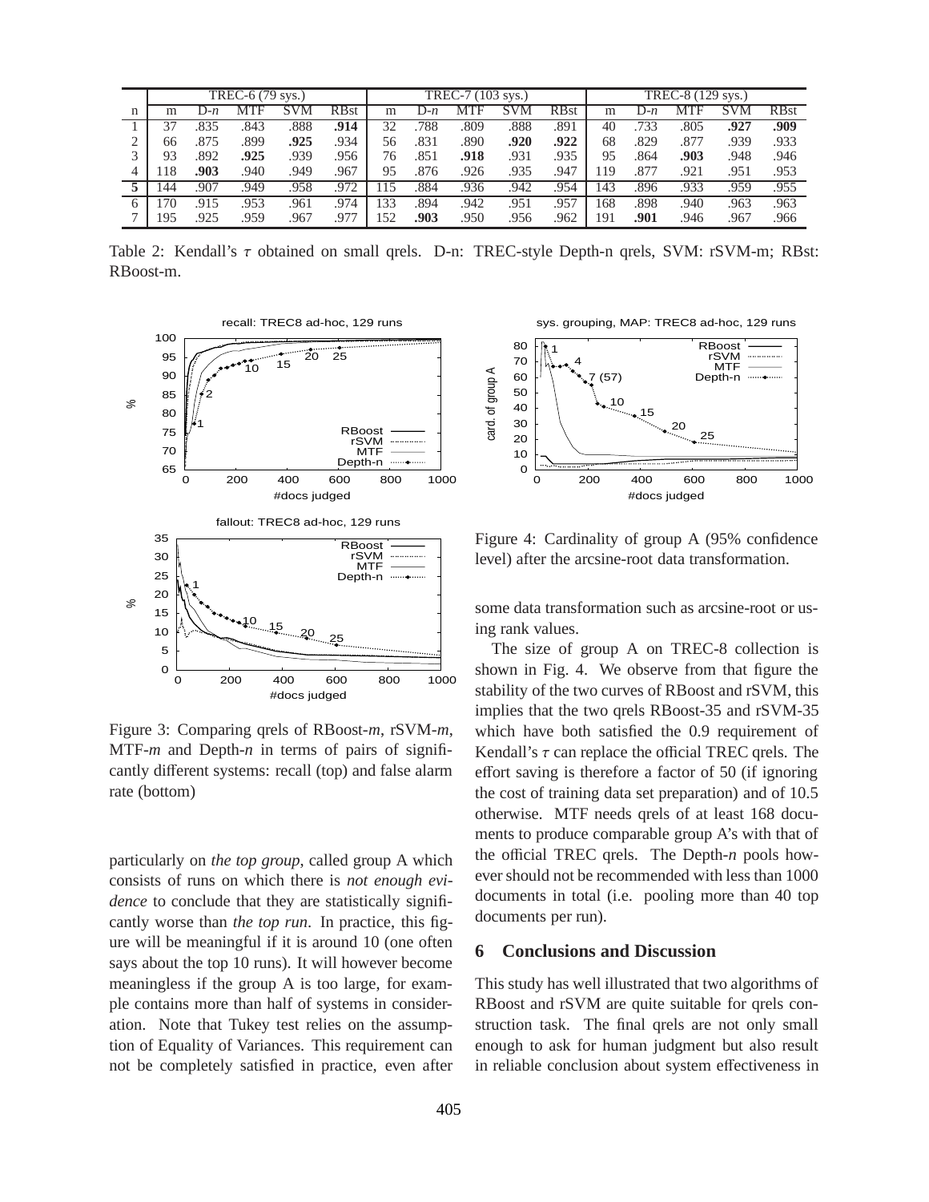| | TREC-6 (79 sys.) | | | | | TREC-7 (103 sys.) | | | | | TREC-8 (129 sys.) | | | | |
|---|---|---|---|---|---|---|---|---|---|---|---|---|---|---|---|
| n | m | D-*n* | MTF | SVM | RBst | m | D-*n* | MTF | SVM | RBst | m | D-*n* | MTF | SVM | RBst |
| 1 | 37 | .835 | .843 | .888 | **.914** | 32 | .788 | .809 | .888 | .891 | 40 | .733 | .805 | **.927** | **.909** |
| 2 | 66 | .875 | .899 | **.925** | .934 | 56 | .831 | .890 | **.920** | **.922** | 68 | .829 | .877 | .939 | .933 |
| 3 | 93 | .892 | **.925** | .939 | .956 | 76 | .851 | **.918** | .931 | .935 | 95 | .864 | **.903** | .948 | .946 |
| 4 | 118 | **.903** | .940 | .949 | .967 | 95 | .876 | .926 | .935 | .947 | 119 | .877 | .921 | .951 | .953 |
| **5** | 144 | .907 | .949 | .958 | .972 | 115 | .884 | .936 | .942 | .954 | 143 | .896 | .933 | .959 | .955 |
| 6 | 170 | .915 | .953 | .961 | .974 | 133 | .894 | .942 | .951 | .957 | 168 | .898 | .940 | .963 | .963 |
| 7 | 195 | .925 | .959 | .967 | .977 | 152 | **.903** | .950 | .956 | .962 | 191 | **.901** | .946 | .967 | .966 |

Table 2: Kendall's $\tau$ obtained on small qrels. D-n: TREC-style Depth-n qrels, SVM: rSVM-m; RBst: RBoost-m.

Figure 3: Comparing qrels of RBoost-*m*, rSVM-*m*, MTF-*m* and Depth-*n* in terms of pairs of significantly different systems: recall (top) and false alarm rate (bottom)

Figure 4: Cardinality of group A (95% confidence level) after the arcsine-root data transformation.

particularly on *the top group*, called group A which consists of runs on which there is *not enough evidence* to conclude that they are statistically significantly worse than *the top run*. In practice, this figure will be meaningful if it is around 10 (one often says about the top 10 runs). It will however become meaningless if the group A is too large, for example contains more than half of systems in consideration. Note that Tukey test relies on the assumption of Equality of Variances. This requirement can not be completely satisfied in practice, even after some data transformation such as arcsine-root or using rank values.

The size of group A on TREC-8 collection is shown in Fig. 4. We observe from that figure the stability of the two curves of RBoost and rSVM, this implies that the two qrels RBoost-35 and rSVM-35 which have both satisfied the 0.9 requirement of Kendall's $\tau$ can replace the official TREC qrels. The effort saving is therefore a factor of 50 (if ignoring the cost of training data set preparation) and of 10.5 otherwise. MTF needs qrels of at least 168 documents to produce comparable group A's with that of the official TREC qrels. The Depth-*n* pools however should not be recommended with less than 1000 documents in total (i.e. pooling more than 40 top documents per run).

## 6 Conclusions and Discussion

This study has well illustrated that two algorithms of RBoost and rSVM are quite suitable for qrels construction task. The final qrels are not only small enough to ask for human judgment but also result in reliable conclusion about system effectiveness in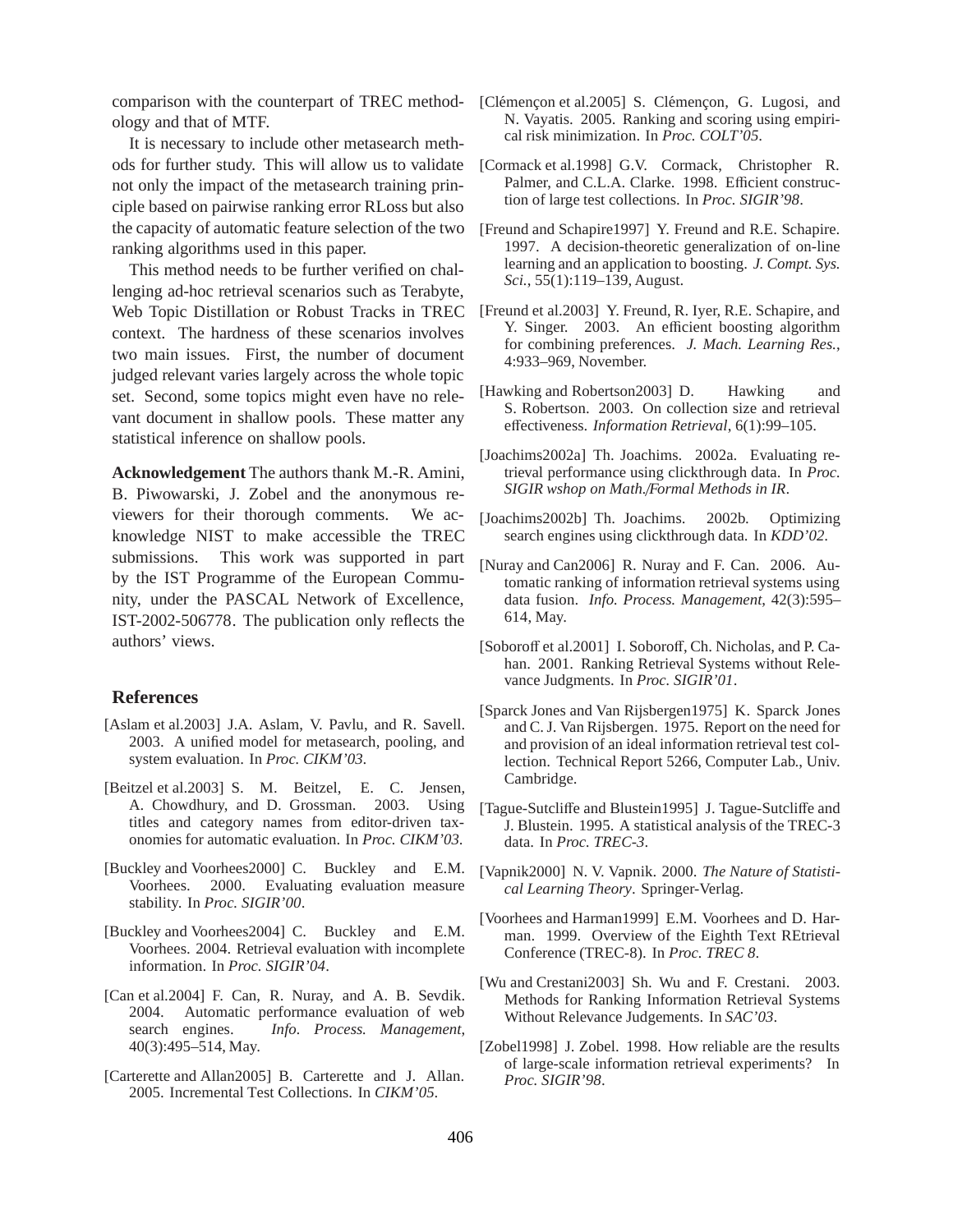comparison with the counterpart of TREC methodology and that of MTF.

It is necessary to include other metasearch methods for further study. This will allow us to validate not only the impact of the metasearch training principle based on pairwise ranking error RLoss but also the capacity of automatic feature selection of the two ranking algorithms used in this paper.

This method needs to be further verified on challenging ad-hoc retrieval scenarios such as Terabyte, Web Topic Distillation or Robust Tracks in TREC context. The hardness of these scenarios involves two main issues. First, the number of document judged relevant varies largely across the whole topic set. Second, some topics might even have no relevant document in shallow pools. These matter any statistical inference on shallow pools.

**Acknowledgement** The authors thank M.-R. Amini, B. Piwowarski, J. Zobel and the anonymous reviewers for their thorough comments. We acknowledge NIST to make accessible the TREC submissions. This work was supported in part by the IST Programme of the European Community, under the PASCAL Network of Excellence, IST-2002-506778. The publication only reflects the authors' views.

## References

[Aslam et al.2003] J.A. Aslam, V. Pavlu, and R. Savell. 2003. A unified model for metasearch, pooling, and system evaluation. In *Proc. CIKM'03*.

[Beitzel et al.2003] S. M. Beitzel, E. C. Jensen, A. Chowdhury, and D. Grossman. 2003. Using titles and category names from editor-driven taxonomies for automatic evaluation. In *Proc. CIKM'03*.

[Buckley and Voorhees2000] C. Buckley and E.M. Voorhees. 2000. Evaluating evaluation measure stability. In *Proc. SIGIR'00*.

[Buckley and Voorhees2004] C. Buckley and E.M. Voorhees. 2004. Retrieval evaluation with incomplete information. In *Proc. SIGIR'04*.

[Can et al.2004] F. Can, R. Nuray, and A. B. Sevdik. 2004. Automatic performance evaluation of web search engines. *Info. Process. Management*, 40(3):495–514, May.

[Carterette and Allan2005] B. Carterette and J. Allan. 2005. Incremental Test Collections. In *CIKM'05*.

[Clémençon et al.2005] S. Clémençon, G. Lugosi, and N. Vayatis. 2005. Ranking and scoring using empirical risk minimization. In *Proc. COLT'05*.

[Cormack et al.1998] G.V. Cormack, Christopher R. Palmer, and C.L.A. Clarke. 1998. Efficient construction of large test collections. In *Proc. SIGIR'98*.

[Freund and Schapire1997] Y. Freund and R.E. Schapire. 1997. A decision-theoretic generalization of on-line learning and an application to boosting. *J. Compt. Sys. Sci.*, 55(1):119–139, August.

[Freund et al.2003] Y. Freund, R. Iyer, R.E. Schapire, and Y. Singer. 2003. An efficient boosting algorithm for combining preferences. *J. Mach. Learning Res.*, 4:933–969, November.

[Hawking and Robertson2003] D. Hawking and S. Robertson. 2003. On collection size and retrieval effectiveness. *Information Retrieval*, 6(1):99–105.

[Joachims2002a] Th. Joachims. 2002a. Evaluating retrieval performance using clickthrough data. In *Proc. SIGIR wshop on Math./Formal Methods in IR*.

[Joachims2002b] Th. Joachims. 2002b. Optimizing search engines using clickthrough data. In *KDD'02*.

[Nuray and Can2006] R. Nuray and F. Can. 2006. Automatic ranking of information retrieval systems using data fusion. *Info. Process. Management*, 42(3):595–614, May.

[Soboroff et al.2001] I. Soboroff, Ch. Nicholas, and P. Cahan. 2001. Ranking Retrieval Systems without Relevance Judgments. In *Proc. SIGIR'01*.

[Sparck Jones and Van Rijsbergen1975] K. Sparck Jones and C. J. Van Rijsbergen. 1975. Report on the need for and provision of an ideal information retrieval test collection. Technical Report 5266, Computer Lab., Univ. Cambridge.

[Tague-Sutcliffe and Blustein1995] J. Tague-Sutcliffe and J. Blustein. 1995. A statistical analysis of the TREC-3 data. In *Proc. TREC-3*.

[Vapnik2000] N. V. Vapnik. 2000. *The Nature of Statistical Learning Theory*. Springer-Verlag.

[Voorhees and Harman1999] E.M. Voorhees and D. Harman. 1999. Overview of the Eighth Text REtrieval Conference (TREC-8). In *Proc. TREC 8*.

[Wu and Crestani2003] Sh. Wu and F. Crestani. 2003. Methods for Ranking Information Retrieval Systems Without Relevance Judgements. In *SAC'03*.

[Zobel1998] J. Zobel. 1998. How reliable are the results of large-scale information retrieval experiments? In *Proc. SIGIR'98*.